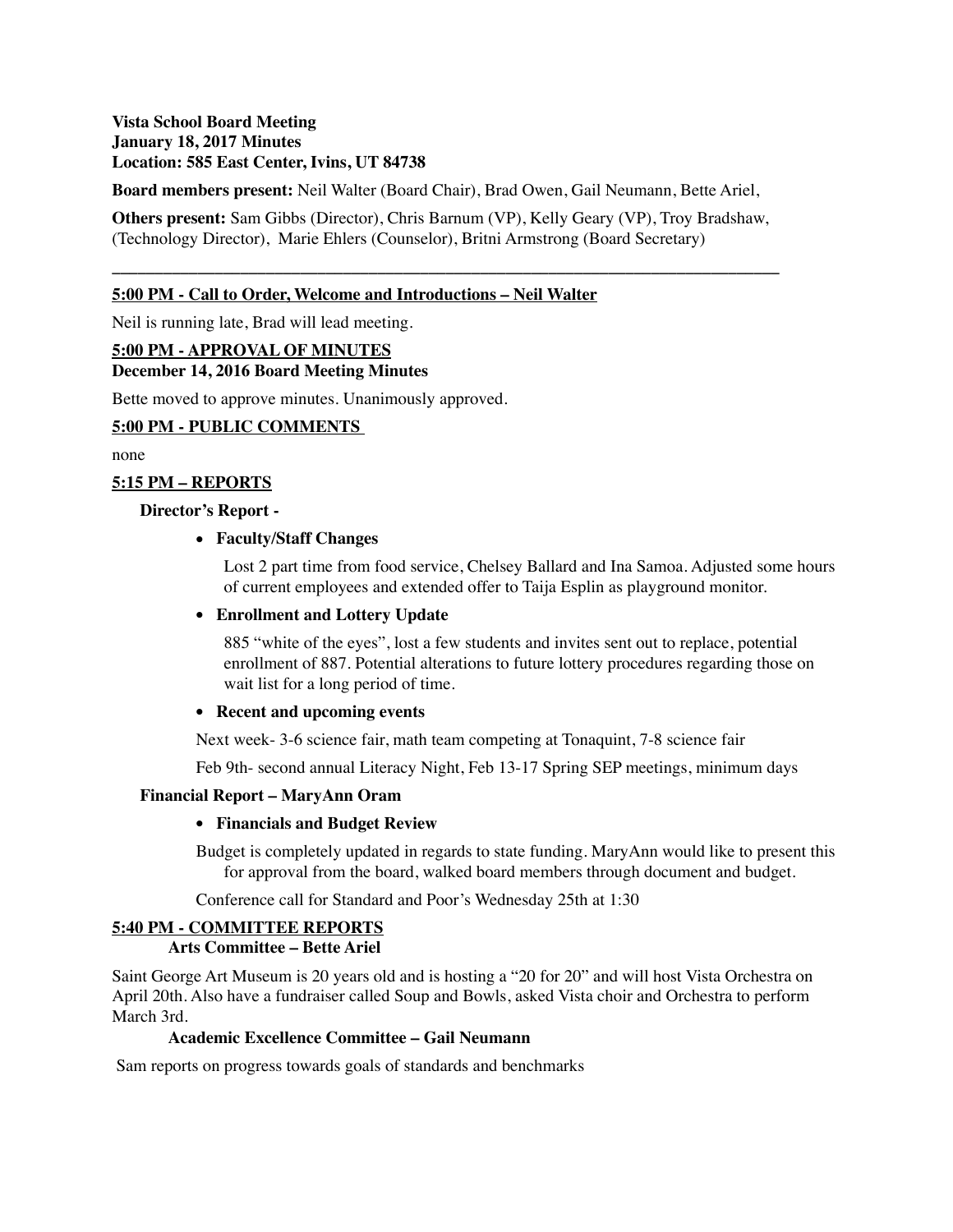**Vista School Board Meeting**
**January 18, 2017 Minutes**
**Location: 585 East Center, Ivins, UT 84738**

**Board members present:** Neil Walter (Board Chair), Brad Owen, Gail Neumann, Bette Ariel,

**Others present:** Sam Gibbs (Director), Chris Barnum (VP), Kelly Geary (VP), Troy Bradshaw, (Technology Director), Marie Ehlers (Counselor), Britni Armstrong (Board Secretary)

---

## 5:00 PM - Call to Order, Welcome and Introductions – Neil Walter

Neil is running late, Brad will lead meeting.

## 5:00 PM - APPROVAL OF MINUTES

**December 14, 2016 Board Meeting Minutes**

Bette moved to approve minutes. Unanimously approved.

## 5:00 PM - PUBLIC COMMENTS

none

## 5:15 PM – REPORTS

### Director's Report -

- **Faculty/Staff Changes**

  Lost 2 part time from food service, Chelsey Ballard and Ina Samoa. Adjusted some hours of current employees and extended offer to Taija Esplin as playground monitor.

- **Enrollment and Lottery Update**

  885 "white of the eyes", lost a few students and invites sent out to replace, potential enrollment of 887. Potential alterations to future lottery procedures regarding those on wait list for a long period of time.

- **Recent and upcoming events**

  Next week- 3-6 science fair, math team competing at Tonaquint, 7-8 science fair

  Feb 9th- second annual Literacy Night, Feb 13-17 Spring SEP meetings, minimum days

### Financial Report – MaryAnn Oram

- **Financials and Budget Review**

  Budget is completely updated in regards to state funding. MaryAnn would like to present this for approval from the board, walked board members through document and budget.

  Conference call for Standard and Poor's Wednesday 25th at 1:30

## 5:40 PM - COMMITTEE REPORTS

### Arts Committee – Bette Ariel

Saint George Art Museum is 20 years old and is hosting a "20 for 20" and will host Vista Orchestra on April 20th. Also have a fundraiser called Soup and Bowls, asked Vista choir and Orchestra to perform March 3rd.

### Academic Excellence Committee – Gail Neumann

Sam reports on progress towards goals of standards and benchmarks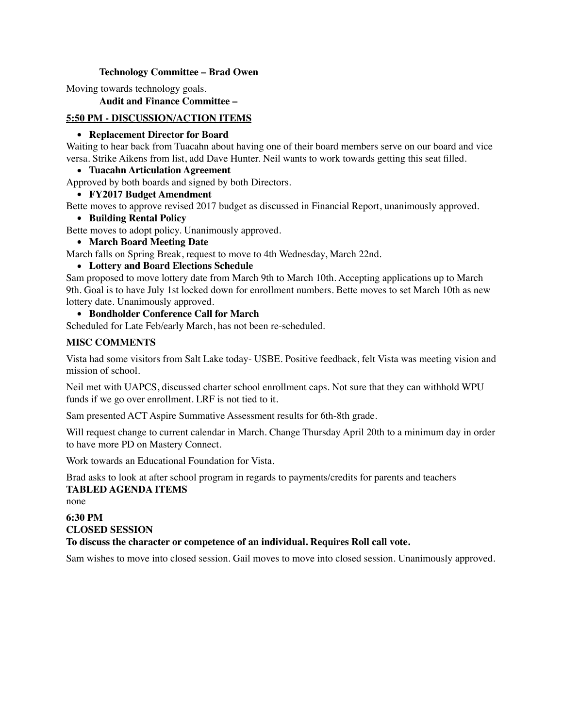**Technology Committee – Brad Owen**

Moving towards technology goals.

**Audit and Finance Committee –**

**5:50 PM - DISCUSSION/ACTION ITEMS**

- **Replacement Director for Board**

Waiting to hear back from Tuacahn about having one of their board members serve on our board and vice versa. Strike Aikens from list, add Dave Hunter. Neil wants to work towards getting this seat filled.

- **Tuacahn Articulation Agreement**

Approved by both boards and signed by both Directors.

- **FY2017 Budget Amendment**

Bette moves to approve revised 2017 budget as discussed in Financial Report, unanimously approved.

- **Building Rental Policy**

Bette moves to adopt policy. Unanimously approved.

- **March Board Meeting Date**

March falls on Spring Break, request to move to 4th Wednesday, March 22nd.

- **Lottery and Board Elections Schedule**

Sam proposed to move lottery date from March 9th to March 10th. Accepting applications up to March 9th. Goal is to have July 1st locked down for enrollment numbers. Bette moves to set March 10th as new lottery date. Unanimously approved.

- **Bondholder Conference Call for March**

Scheduled for Late Feb/early March, has not been re-scheduled.

**MISC COMMENTS**

Vista had some visitors from Salt Lake today- USBE. Positive feedback, felt Vista was meeting vision and mission of school.

Neil met with UAPCS, discussed charter school enrollment caps. Not sure that they can withhold WPU funds if we go over enrollment. LRF is not tied to it.

Sam presented ACT Aspire Summative Assessment results for 6th-8th grade.

Will request change to current calendar in March. Change Thursday April 20th to a minimum day in order to have more PD on Mastery Connect.

Work towards an Educational Foundation for Vista.

Brad asks to look at after school program in regards to payments/credits for parents and teachers

**TABLED AGENDA ITEMS**

none

**6:30 PM**

**CLOSED SESSION**

**To discuss the character or competence of an individual. Requires Roll call vote.**

Sam wishes to move into closed session. Gail moves to move into closed session. Unanimously approved.